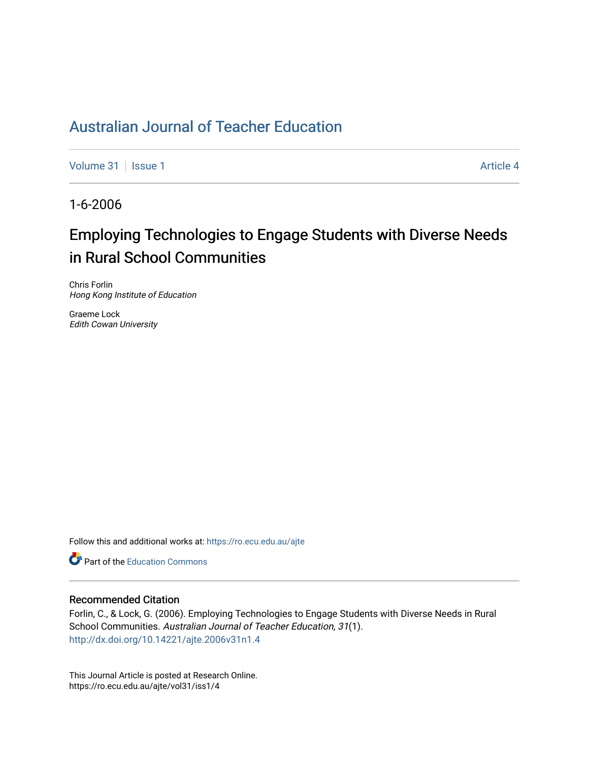# Australian Journal of Teacher Education

Volume 31 | Issue 1 Article 4

1-6-2006

## Employing Technologies to Engage Students with Diverse Needs in Rural School Communities

Chris Forlin
*Hong Kong Institute of Education*

Graeme Lock
*Edith Cowan University*

Follow this and additional works at: https://ro.ecu.edu.au/ajte

Part of the Education Commons

### Recommended Citation

Forlin, C., & Lock, G. (2006). Employing Technologies to Engage Students with Diverse Needs in Rural School Communities. *Australian Journal of Teacher Education, 31*(1).
http://dx.doi.org/10.14221/ajte.2006v31n1.4

This Journal Article is posted at Research Online.
https://ro.ecu.edu.au/ajte/vol31/iss1/4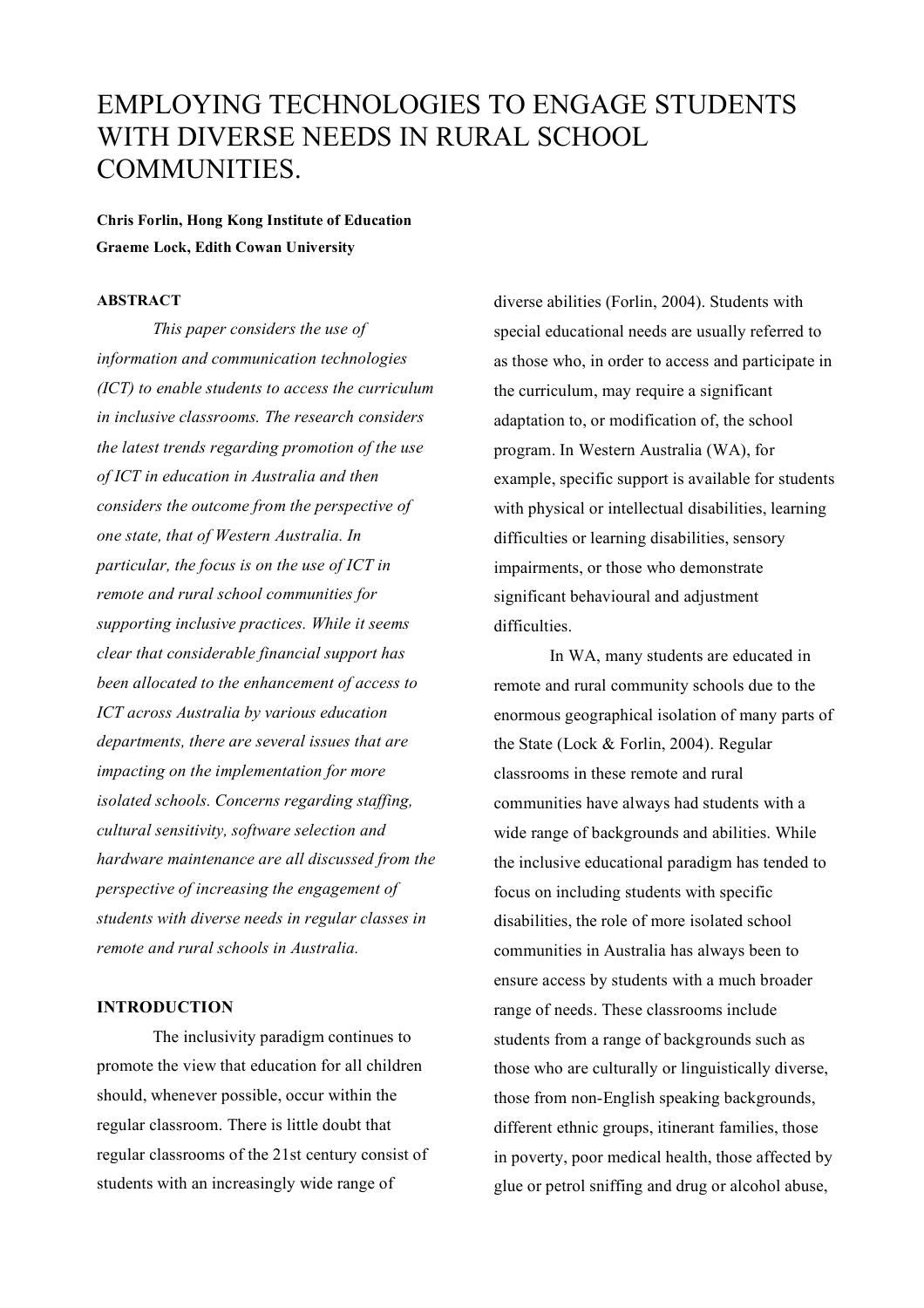# EMPLOYING TECHNOLOGIES TO ENGAGE STUDENTS WITH DIVERSE NEEDS IN RURAL SCHOOL COMMUNITIES.

**Chris Forlin, Hong Kong Institute of Education**
**Graeme Lock, Edith Cowan University**

### ABSTRACT

*This paper considers the use of information and communication technologies (ICT) to enable students to access the curriculum in inclusive classrooms. The research considers the latest trends regarding promotion of the use of ICT in education in Australia and then considers the outcome from the perspective of one state, that of Western Australia. In particular, the focus is on the use of ICT in remote and rural school communities for supporting inclusive practices. While it seems clear that considerable financial support has been allocated to the enhancement of access to ICT across Australia by various education departments, there are several issues that are impacting on the implementation for more isolated schools. Concerns regarding staffing, cultural sensitivity, software selection and hardware maintenance are all discussed from the perspective of increasing the engagement of students with diverse needs in regular classes in remote and rural schools in Australia.*

### INTRODUCTION

The inclusivity paradigm continues to promote the view that education for all children should, whenever possible, occur within the regular classroom. There is little doubt that regular classrooms of the 21st century consist of students with an increasingly wide range of diverse abilities (Forlin, 2004). Students with special educational needs are usually referred to as those who, in order to access and participate in the curriculum, may require a significant adaptation to, or modification of, the school program. In Western Australia (WA), for example, specific support is available for students with physical or intellectual disabilities, learning difficulties or learning disabilities, sensory impairments, or those who demonstrate significant behavioural and adjustment difficulties.

In WA, many students are educated in remote and rural community schools due to the enormous geographical isolation of many parts of the State (Lock & Forlin, 2004). Regular classrooms in these remote and rural communities have always had students with a wide range of backgrounds and abilities. While the inclusive educational paradigm has tended to focus on including students with specific disabilities, the role of more isolated school communities in Australia has always been to ensure access by students with a much broader range of needs. These classrooms include students from a range of backgrounds such as those who are culturally or linguistically diverse, those from non-English speaking backgrounds, different ethnic groups, itinerant families, those in poverty, poor medical health, those affected by glue or petrol sniffing and drug or alcohol abuse,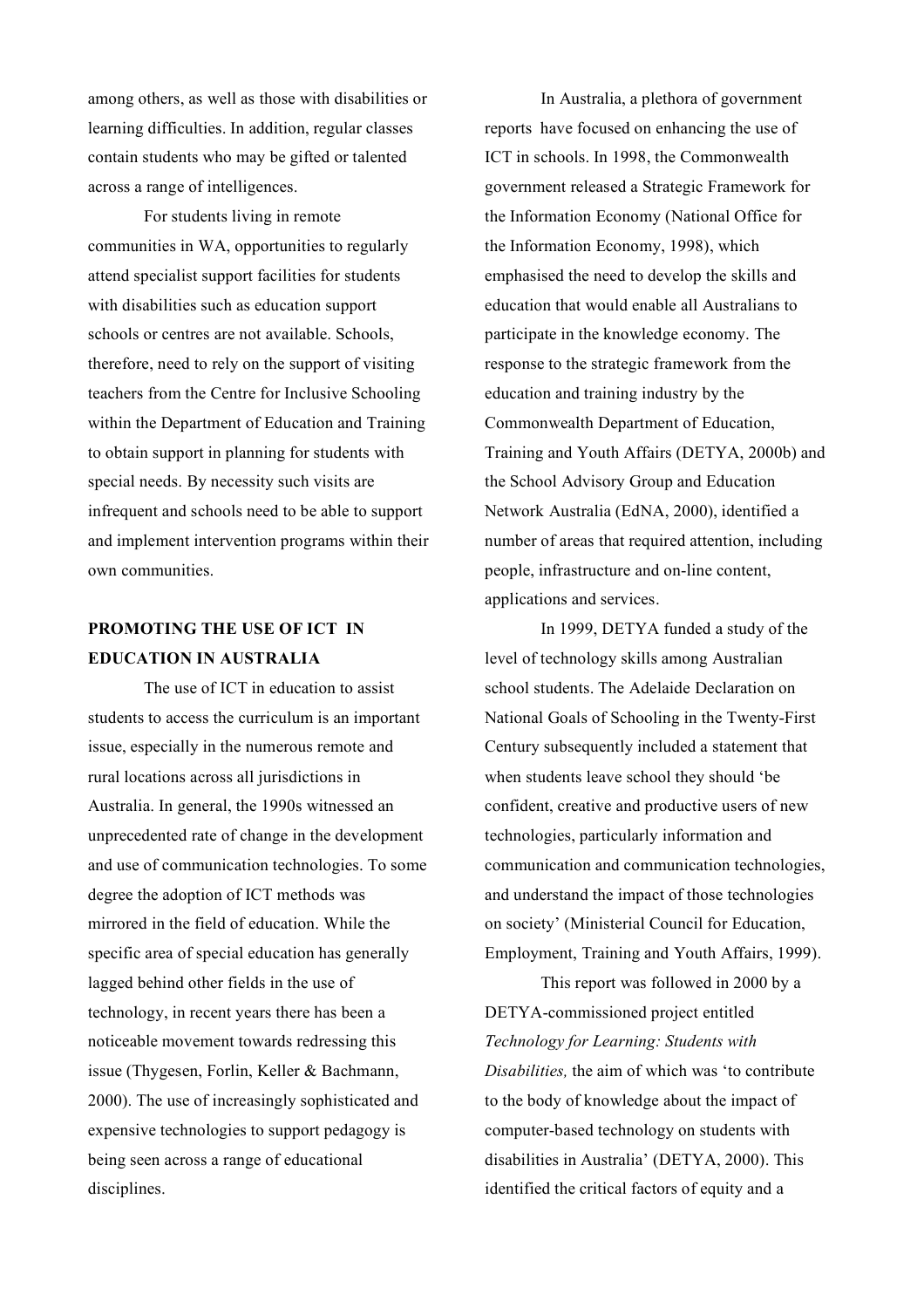among others, as well as those with disabilities or learning difficulties. In addition, regular classes contain students who may be gifted or talented across a range of intelligences.

For students living in remote communities in WA, opportunities to regularly attend specialist support facilities for students with disabilities such as education support schools or centres are not available. Schools, therefore, need to rely on the support of visiting teachers from the Centre for Inclusive Schooling within the Department of Education and Training to obtain support in planning for students with special needs. By necessity such visits are infrequent and schools need to be able to support and implement intervention programs within their own communities.

## PROMOTING THE USE OF ICT IN EDUCATION IN AUSTRALIA

The use of ICT in education to assist students to access the curriculum is an important issue, especially in the numerous remote and rural locations across all jurisdictions in Australia. In general, the 1990s witnessed an unprecedented rate of change in the development and use of communication technologies. To some degree the adoption of ICT methods was mirrored in the field of education. While the specific area of special education has generally lagged behind other fields in the use of technology, in recent years there has been a noticeable movement towards redressing this issue (Thygesen, Forlin, Keller & Bachmann, 2000). The use of increasingly sophisticated and expensive technologies to support pedagogy is being seen across a range of educational disciplines.

In Australia, a plethora of government reports have focused on enhancing the use of ICT in schools. In 1998, the Commonwealth government released a Strategic Framework for the Information Economy (National Office for the Information Economy, 1998), which emphasised the need to develop the skills and education that would enable all Australians to participate in the knowledge economy. The response to the strategic framework from the education and training industry by the Commonwealth Department of Education, Training and Youth Affairs (DETYA, 2000b) and the School Advisory Group and Education Network Australia (EdNA, 2000), identified a number of areas that required attention, including people, infrastructure and on-line content, applications and services.

In 1999, DETYA funded a study of the level of technology skills among Australian school students. The Adelaide Declaration on National Goals of Schooling in the Twenty-First Century subsequently included a statement that when students leave school they should 'be confident, creative and productive users of new technologies, particularly information and communication and communication technologies, and understand the impact of those technologies on society' (Ministerial Council for Education, Employment, Training and Youth Affairs, 1999).

This report was followed in 2000 by a DETYA-commissioned project entitled *Technology for Learning: Students with Disabilities,* the aim of which was 'to contribute to the body of knowledge about the impact of computer-based technology on students with disabilities in Australia' (DETYA, 2000). This identified the critical factors of equity and a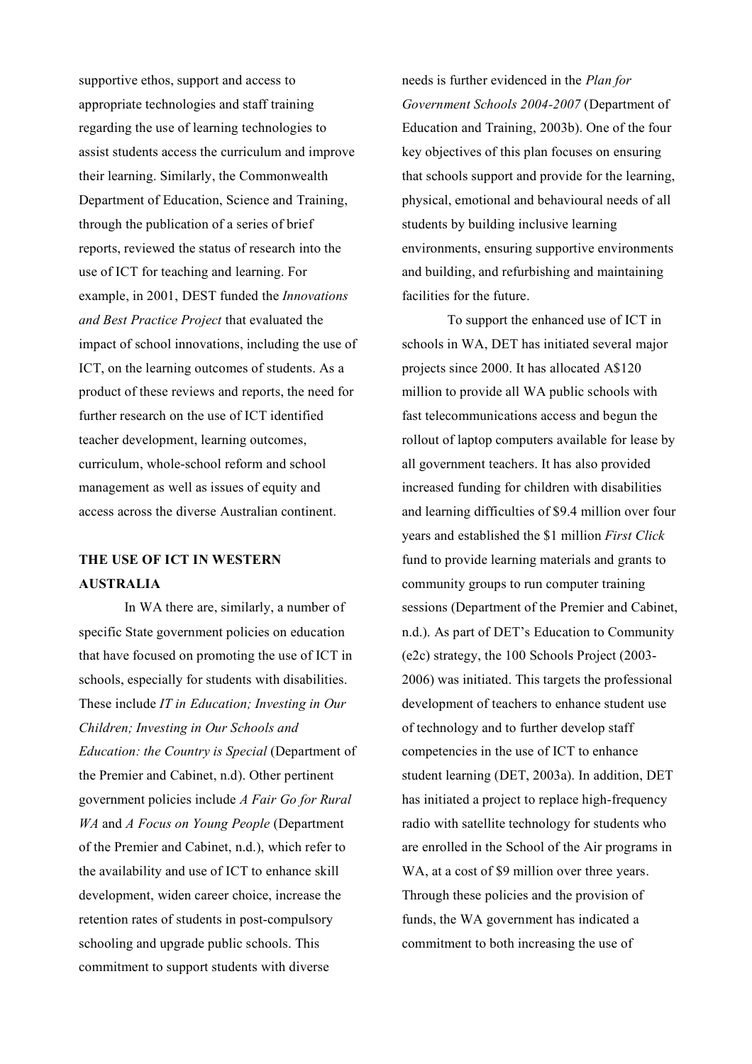supportive ethos, support and access to appropriate technologies and staff training regarding the use of learning technologies to assist students access the curriculum and improve their learning. Similarly, the Commonwealth Department of Education, Science and Training, through the publication of a series of brief reports, reviewed the status of research into the use of ICT for teaching and learning. For example, in 2001, DEST funded the *Innovations and Best Practice Project* that evaluated the impact of school innovations, including the use of ICT, on the learning outcomes of students. As a product of these reviews and reports, the need for further research on the use of ICT identified teacher development, learning outcomes, curriculum, whole-school reform and school management as well as issues of equity and access across the diverse Australian continent.

## THE USE OF ICT IN WESTERN AUSTRALIA

In WA there are, similarly, a number of specific State government policies on education that have focused on promoting the use of ICT in schools, especially for students with disabilities. These include *IT in Education; Investing in Our Children; Investing in Our Schools and Education: the Country is Special* (Department of the Premier and Cabinet, n.d). Other pertinent government policies include *A Fair Go for Rural WA* and *A Focus on Young People* (Department of the Premier and Cabinet, n.d.), which refer to the availability and use of ICT to enhance skill development, widen career choice, increase the retention rates of students in post-compulsory schooling and upgrade public schools. This commitment to support students with diverse needs is further evidenced in the *Plan for Government Schools 2004-2007* (Department of Education and Training, 2003b). One of the four key objectives of this plan focuses on ensuring that schools support and provide for the learning, physical, emotional and behavioural needs of all students by building inclusive learning environments, ensuring supportive environments and building, and refurbishing and maintaining facilities for the future.

To support the enhanced use of ICT in schools in WA, DET has initiated several major projects since 2000. It has allocated A$120 million to provide all WA public schools with fast telecommunications access and begun the rollout of laptop computers available for lease by all government teachers. It has also provided increased funding for children with disabilities and learning difficulties of $9.4 million over four years and established the $1 million *First Click* fund to provide learning materials and grants to community groups to run computer training sessions (Department of the Premier and Cabinet, n.d.). As part of DET's Education to Community (e2c) strategy, the 100 Schools Project (2003-2006) was initiated. This targets the professional development of teachers to enhance student use of technology and to further develop staff competencies in the use of ICT to enhance student learning (DET, 2003a). In addition, DET has initiated a project to replace high-frequency radio with satellite technology for students who are enrolled in the School of the Air programs in WA, at a cost of $9 million over three years. Through these policies and the provision of funds, the WA government has indicated a commitment to both increasing the use of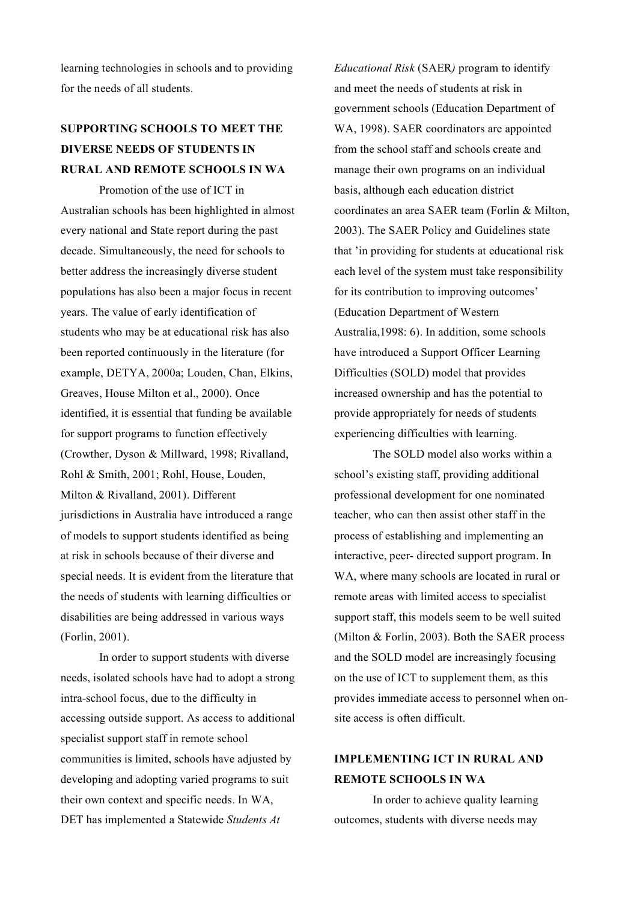learning technologies in schools and to providing for the needs of all students.

## SUPPORTING SCHOOLS TO MEET THE DIVERSE NEEDS OF STUDENTS IN RURAL AND REMOTE SCHOOLS IN WA

Promotion of the use of ICT in Australian schools has been highlighted in almost every national and State report during the past decade. Simultaneously, the need for schools to better address the increasingly diverse student populations has also been a major focus in recent years. The value of early identification of students who may be at educational risk has also been reported continuously in the literature (for example, DETYA, 2000a; Louden, Chan, Elkins, Greaves, House Milton et al., 2000). Once identified, it is essential that funding be available for support programs to function effectively (Crowther, Dyson & Millward, 1998; Rivalland, Rohl & Smith, 2001; Rohl, House, Louden, Milton & Rivalland, 2001). Different jurisdictions in Australia have introduced a range of models to support students identified as being at risk in schools because of their diverse and special needs. It is evident from the literature that the needs of students with learning difficulties or disabilities are being addressed in various ways (Forlin, 2001).

In order to support students with diverse needs, isolated schools have had to adopt a strong intra-school focus, due to the difficulty in accessing outside support. As access to additional specialist support staff in remote school communities is limited, schools have adjusted by developing and adopting varied programs to suit their own context and specific needs. In WA, DET has implemented a Statewide *Students At Educational Risk* (SAER*)* program to identify and meet the needs of students at risk in government schools (Education Department of WA, 1998). SAER coordinators are appointed from the school staff and schools create and manage their own programs on an individual basis, although each education district coordinates an area SAER team (Forlin & Milton, 2003). The SAER Policy and Guidelines state that 'in providing for students at educational risk each level of the system must take responsibility for its contribution to improving outcomes' (Education Department of Western Australia,1998: 6). In addition, some schools have introduced a Support Officer Learning Difficulties (SOLD) model that provides increased ownership and has the potential to provide appropriately for needs of students experiencing difficulties with learning.

The SOLD model also works within a school's existing staff, providing additional professional development for one nominated teacher, who can then assist other staff in the process of establishing and implementing an interactive, peer- directed support program. In WA, where many schools are located in rural or remote areas with limited access to specialist support staff, this models seem to be well suited (Milton & Forlin, 2003). Both the SAER process and the SOLD model are increasingly focusing on the use of ICT to supplement them, as this provides immediate access to personnel when on-site access is often difficult.

## IMPLEMENTING ICT IN RURAL AND REMOTE SCHOOLS IN WA

In order to achieve quality learning outcomes, students with diverse needs may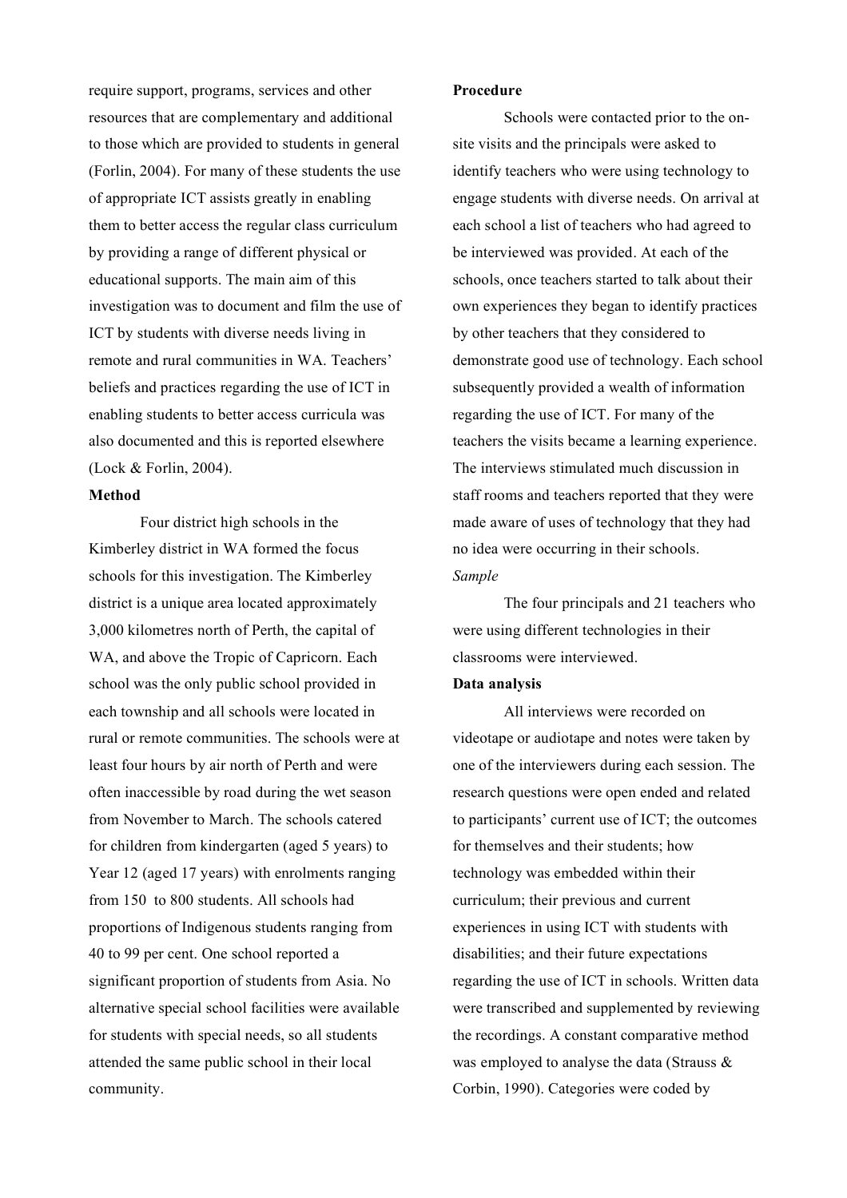require support, programs, services and other resources that are complementary and additional to those which are provided to students in general (Forlin, 2004). For many of these students the use of appropriate ICT assists greatly in enabling them to better access the regular class curriculum by providing a range of different physical or educational supports. The main aim of this investigation was to document and film the use of ICT by students with diverse needs living in remote and rural communities in WA. Teachers' beliefs and practices regarding the use of ICT in enabling students to better access curricula was also documented and this is reported elsewhere (Lock & Forlin, 2004).

**Method**

Four district high schools in the Kimberley district in WA formed the focus schools for this investigation. The Kimberley district is a unique area located approximately 3,000 kilometres north of Perth, the capital of WA, and above the Tropic of Capricorn. Each school was the only public school provided in each township and all schools were located in rural or remote communities. The schools were at least four hours by air north of Perth and were often inaccessible by road during the wet season from November to March. The schools catered for children from kindergarten (aged 5 years) to Year 12 (aged 17 years) with enrolments ranging from 150 to 800 students. All schools had proportions of Indigenous students ranging from 40 to 99 per cent. One school reported a significant proportion of students from Asia. No alternative special school facilities were available for students with special needs, so all students attended the same public school in their local community.

**Procedure**

Schools were contacted prior to the on-site visits and the principals were asked to identify teachers who were using technology to engage students with diverse needs. On arrival at each school a list of teachers who had agreed to be interviewed was provided. At each of the schools, once teachers started to talk about their own experiences they began to identify practices by other teachers that they considered to demonstrate good use of technology. Each school subsequently provided a wealth of information regarding the use of ICT. For many of the teachers the visits became a learning experience. The interviews stimulated much discussion in staff rooms and teachers reported that they were made aware of uses of technology that they had no idea were occurring in their schools.

*Sample*

The four principals and 21 teachers who were using different technologies in their classrooms were interviewed.

**Data analysis**

All interviews were recorded on videotape or audiotape and notes were taken by one of the interviewers during each session. The research questions were open ended and related to participants' current use of ICT; the outcomes for themselves and their students; how technology was embedded within their curriculum; their previous and current experiences in using ICT with students with disabilities; and their future expectations regarding the use of ICT in schools. Written data were transcribed and supplemented by reviewing the recordings. A constant comparative method was employed to analyse the data (Strauss & Corbin, 1990). Categories were coded by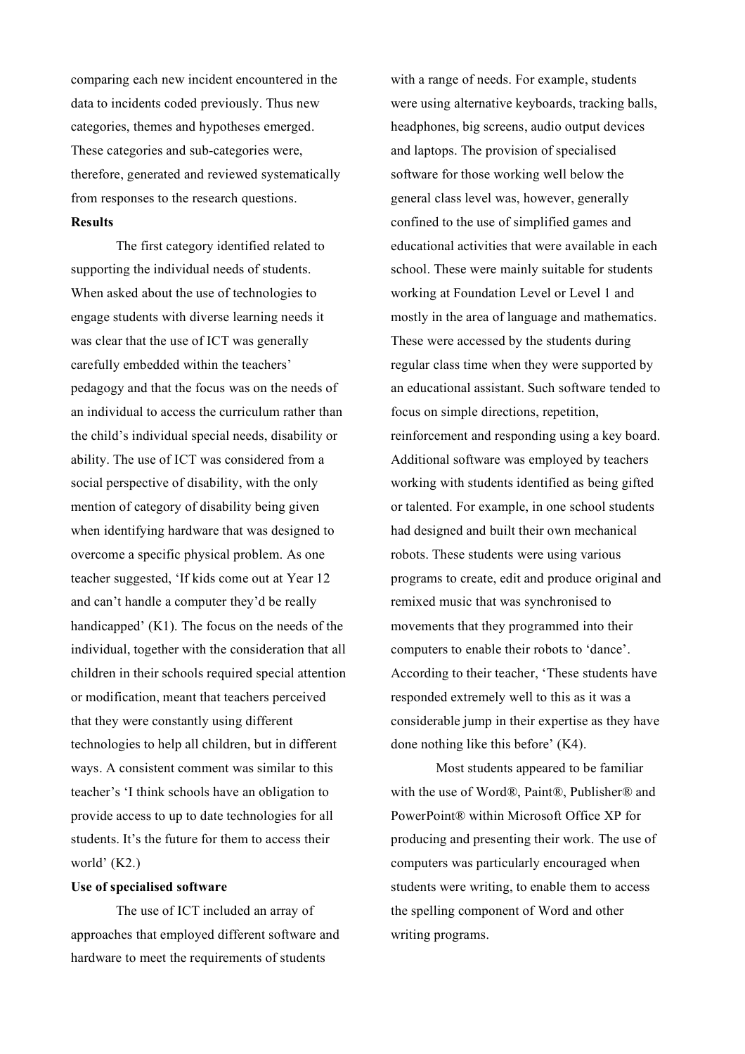comparing each new incident encountered in the data to incidents coded previously. Thus new categories, themes and hypotheses emerged. These categories and sub-categories were, therefore, generated and reviewed systematically from responses to the research questions.

**Results**

The first category identified related to supporting the individual needs of students. When asked about the use of technologies to engage students with diverse learning needs it was clear that the use of ICT was generally carefully embedded within the teachers' pedagogy and that the focus was on the needs of an individual to access the curriculum rather than the child's individual special needs, disability or ability. The use of ICT was considered from a social perspective of disability, with the only mention of category of disability being given when identifying hardware that was designed to overcome a specific physical problem. As one teacher suggested, 'If kids come out at Year 12 and can't handle a computer they'd be really handicapped' (K1). The focus on the needs of the individual, together with the consideration that all children in their schools required special attention or modification, meant that teachers perceived that they were constantly using different technologies to help all children, but in different ways. A consistent comment was similar to this teacher's 'I think schools have an obligation to provide access to up to date technologies for all students. It's the future for them to access their world' (K2.)

**Use of specialised software**

The use of ICT included an array of approaches that employed different software and hardware to meet the requirements of students with a range of needs. For example, students were using alternative keyboards, tracking balls, headphones, big screens, audio output devices and laptops. The provision of specialised software for those working well below the general class level was, however, generally confined to the use of simplified games and educational activities that were available in each school. These were mainly suitable for students working at Foundation Level or Level 1 and mostly in the area of language and mathematics. These were accessed by the students during regular class time when they were supported by an educational assistant. Such software tended to focus on simple directions, repetition, reinforcement and responding using a key board. Additional software was employed by teachers working with students identified as being gifted or talented. For example, in one school students had designed and built their own mechanical robots. These students were using various programs to create, edit and produce original and remixed music that was synchronised to movements that they programmed into their computers to enable their robots to 'dance'. According to their teacher, 'These students have responded extremely well to this as it was a considerable jump in their expertise as they have done nothing like this before' (K4).

Most students appeared to be familiar with the use of Word®, Paint®, Publisher® and PowerPoint® within Microsoft Office XP for producing and presenting their work. The use of computers was particularly encouraged when students were writing, to enable them to access the spelling component of Word and other writing programs.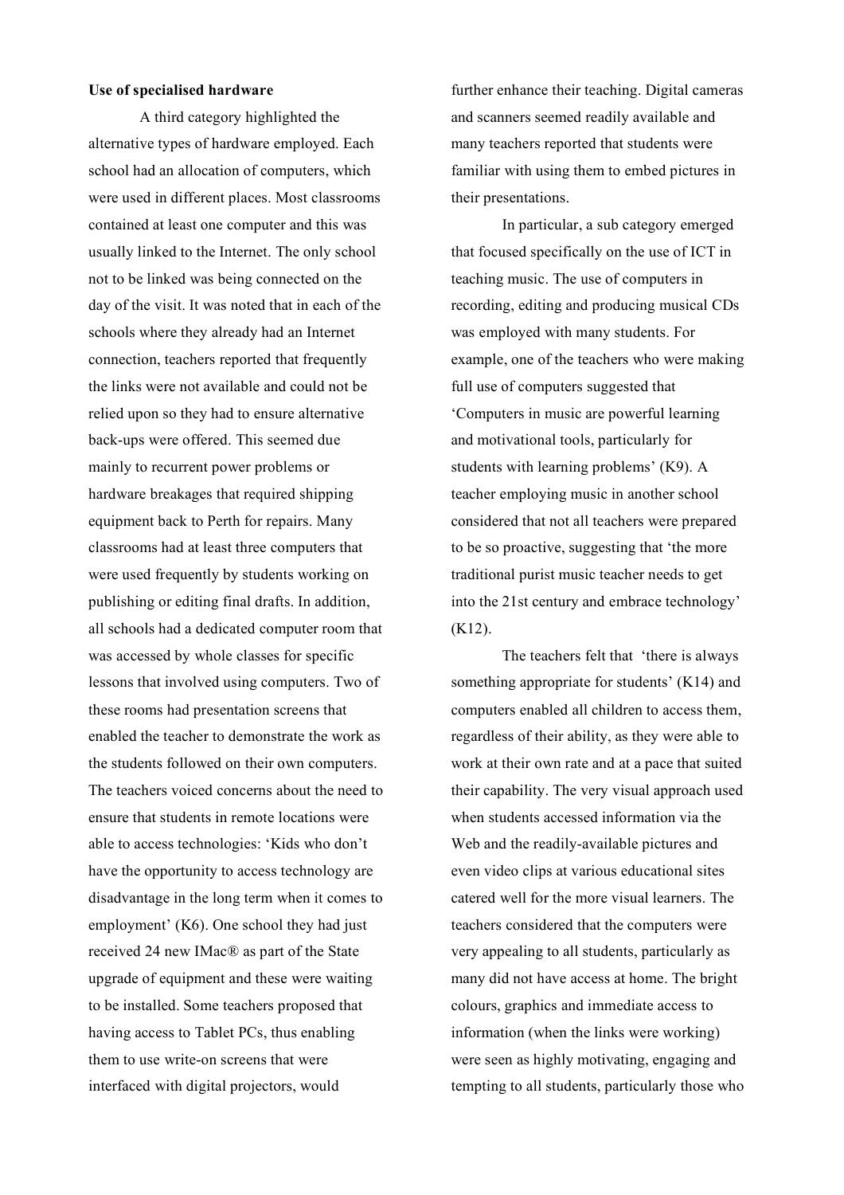**Use of specialised hardware**

A third category highlighted the alternative types of hardware employed. Each school had an allocation of computers, which were used in different places. Most classrooms contained at least one computer and this was usually linked to the Internet. The only school not to be linked was being connected on the day of the visit. It was noted that in each of the schools where they already had an Internet connection, teachers reported that frequently the links were not available and could not be relied upon so they had to ensure alternative back-ups were offered. This seemed due mainly to recurrent power problems or hardware breakages that required shipping equipment back to Perth for repairs. Many classrooms had at least three computers that were used frequently by students working on publishing or editing final drafts. In addition, all schools had a dedicated computer room that was accessed by whole classes for specific lessons that involved using computers. Two of these rooms had presentation screens that enabled the teacher to demonstrate the work as the students followed on their own computers. The teachers voiced concerns about the need to ensure that students in remote locations were able to access technologies: 'Kids who don't have the opportunity to access technology are disadvantage in the long term when it comes to employment' (K6). One school they had just received 24 new IMac® as part of the State upgrade of equipment and these were waiting to be installed. Some teachers proposed that having access to Tablet PCs, thus enabling them to use write-on screens that were interfaced with digital projectors, would further enhance their teaching. Digital cameras and scanners seemed readily available and many teachers reported that students were familiar with using them to embed pictures in their presentations.

In particular, a sub category emerged that focused specifically on the use of ICT in teaching music. The use of computers in recording, editing and producing musical CDs was employed with many students. For example, one of the teachers who were making full use of computers suggested that 'Computers in music are powerful learning and motivational tools, particularly for students with learning problems' (K9). A teacher employing music in another school considered that not all teachers were prepared to be so proactive, suggesting that 'the more traditional purist music teacher needs to get into the 21st century and embrace technology' (K12).

The teachers felt that 'there is always something appropriate for students' (K14) and computers enabled all children to access them, regardless of their ability, as they were able to work at their own rate and at a pace that suited their capability. The very visual approach used when students accessed information via the Web and the readily-available pictures and even video clips at various educational sites catered well for the more visual learners. The teachers considered that the computers were very appealing to all students, particularly as many did not have access at home. The bright colours, graphics and immediate access to information (when the links were working) were seen as highly motivating, engaging and tempting to all students, particularly those who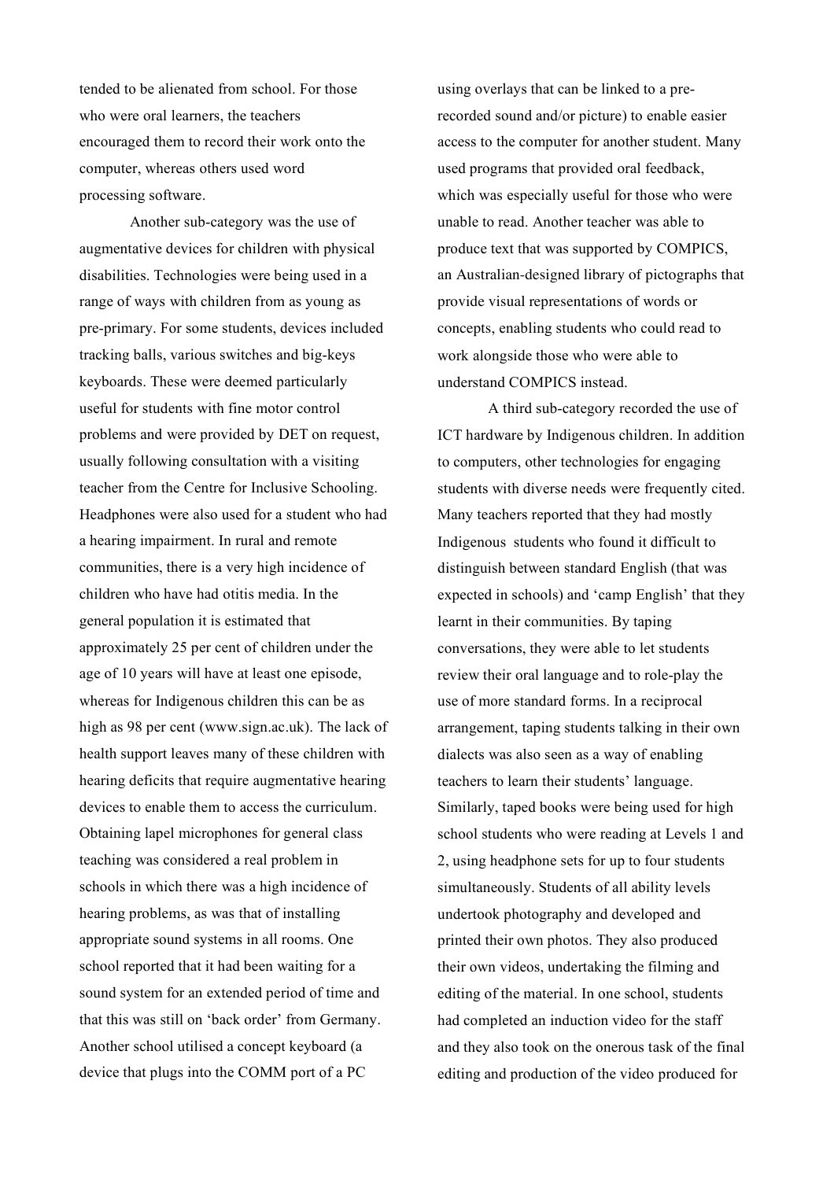tended to be alienated from school. For those who were oral learners, the teachers encouraged them to record their work onto the computer, whereas others used word processing software.

Another sub-category was the use of augmentative devices for children with physical disabilities. Technologies were being used in a range of ways with children from as young as pre-primary. For some students, devices included tracking balls, various switches and big-keys keyboards. These were deemed particularly useful for students with fine motor control problems and were provided by DET on request, usually following consultation with a visiting teacher from the Centre for Inclusive Schooling. Headphones were also used for a student who had a hearing impairment. In rural and remote communities, there is a very high incidence of children who have had otitis media. In the general population it is estimated that approximately 25 per cent of children under the age of 10 years will have at least one episode, whereas for Indigenous children this can be as high as 98 per cent (www.sign.ac.uk). The lack of health support leaves many of these children with hearing deficits that require augmentative hearing devices to enable them to access the curriculum. Obtaining lapel microphones for general class teaching was considered a real problem in schools in which there was a high incidence of hearing problems, as was that of installing appropriate sound systems in all rooms. One school reported that it had been waiting for a sound system for an extended period of time and that this was still on 'back order' from Germany. Another school utilised a concept keyboard (a device that plugs into the COMM port of a PC using overlays that can be linked to a pre-recorded sound and/or picture) to enable easier access to the computer for another student. Many used programs that provided oral feedback, which was especially useful for those who were unable to read. Another teacher was able to produce text that was supported by COMPICS, an Australian-designed library of pictographs that provide visual representations of words or concepts, enabling students who could read to work alongside those who were able to understand COMPICS instead.

A third sub-category recorded the use of ICT hardware by Indigenous children. In addition to computers, other technologies for engaging students with diverse needs were frequently cited. Many teachers reported that they had mostly Indigenous students who found it difficult to distinguish between standard English (that was expected in schools) and 'camp English' that they learnt in their communities. By taping conversations, they were able to let students review their oral language and to role-play the use of more standard forms. In a reciprocal arrangement, taping students talking in their own dialects was also seen as a way of enabling teachers to learn their students' language. Similarly, taped books were being used for high school students who were reading at Levels 1 and 2, using headphone sets for up to four students simultaneously. Students of all ability levels undertook photography and developed and printed their own photos. They also produced their own videos, undertaking the filming and editing of the material. In one school, students had completed an induction video for the staff and they also took on the onerous task of the final editing and production of the video produced for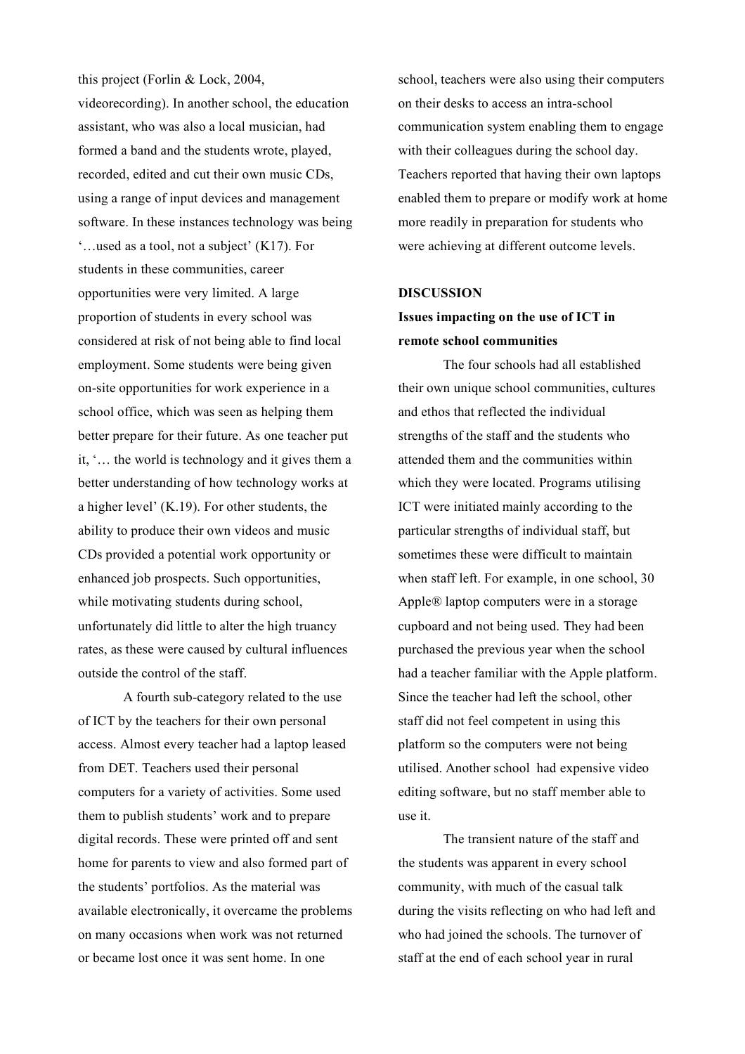this project (Forlin & Lock, 2004, videorecording). In another school, the education assistant, who was also a local musician, had formed a band and the students wrote, played, recorded, edited and cut their own music CDs, using a range of input devices and management software. In these instances technology was being '…used as a tool, not a subject' (K17). For students in these communities, career opportunities were very limited. A large proportion of students in every school was considered at risk of not being able to find local employment. Some students were being given on-site opportunities for work experience in a school office, which was seen as helping them better prepare for their future. As one teacher put it, '… the world is technology and it gives them a better understanding of how technology works at a higher level' (K.19). For other students, the ability to produce their own videos and music CDs provided a potential work opportunity or enhanced job prospects. Such opportunities, while motivating students during school, unfortunately did little to alter the high truancy rates, as these were caused by cultural influences outside the control of the staff.

A fourth sub-category related to the use of ICT by the teachers for their own personal access. Almost every teacher had a laptop leased from DET. Teachers used their personal computers for a variety of activities. Some used them to publish students' work and to prepare digital records. These were printed off and sent home for parents to view and also formed part of the students' portfolios. As the material was available electronically, it overcame the problems on many occasions when work was not returned or became lost once it was sent home. In one school, teachers were also using their computers on their desks to access an intra-school communication system enabling them to engage with their colleagues during the school day. Teachers reported that having their own laptops enabled them to prepare or modify work at home more readily in preparation for students who were achieving at different outcome levels.

## DISCUSSION

### Issues impacting on the use of ICT in remote school communities

The four schools had all established their own unique school communities, cultures and ethos that reflected the individual strengths of the staff and the students who attended them and the communities within which they were located. Programs utilising ICT were initiated mainly according to the particular strengths of individual staff, but sometimes these were difficult to maintain when staff left. For example, in one school, 30 Apple® laptop computers were in a storage cupboard and not being used. They had been purchased the previous year when the school had a teacher familiar with the Apple platform. Since the teacher had left the school, other staff did not feel competent in using this platform so the computers were not being utilised. Another school had expensive video editing software, but no staff member able to use it.

The transient nature of the staff and the students was apparent in every school community, with much of the casual talk during the visits reflecting on who had left and who had joined the schools. The turnover of staff at the end of each school year in rural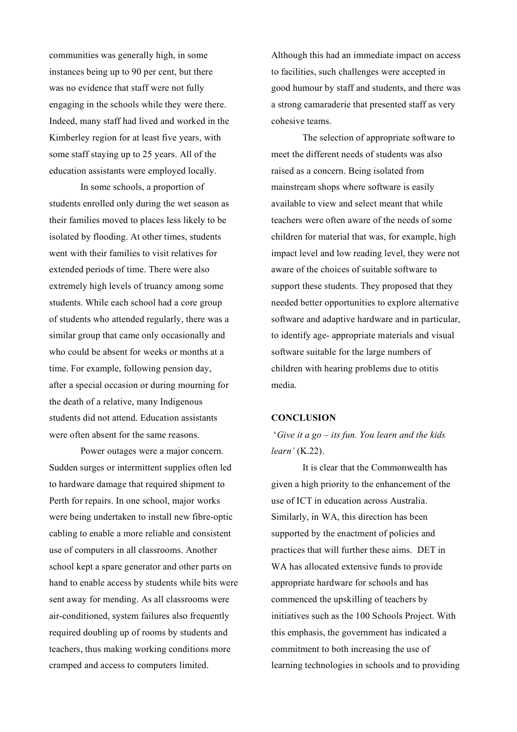communities was generally high, in some instances being up to 90 per cent, but there was no evidence that staff were not fully engaging in the schools while they were there. Indeed, many staff had lived and worked in the Kimberley region for at least five years, with some staff staying up to 25 years. All of the education assistants were employed locally.

In some schools, a proportion of students enrolled only during the wet season as their families moved to places less likely to be isolated by flooding. At other times, students went with their families to visit relatives for extended periods of time. There were also extremely high levels of truancy among some students. While each school had a core group of students who attended regularly, there was a similar group that came only occasionally and who could be absent for weeks or months at a time. For example, following pension day, after a special occasion or during mourning for the death of a relative, many Indigenous students did not attend. Education assistants were often absent for the same reasons.

Power outages were a major concern. Sudden surges or intermittent supplies often led to hardware damage that required shipment to Perth for repairs. In one school, major works were being undertaken to install new fibre-optic cabling to enable a more reliable and consistent use of computers in all classrooms. Another school kept a spare generator and other parts on hand to enable access by students while bits were sent away for mending. As all classrooms were air-conditioned, system failures also frequently required doubling up of rooms by students and teachers, thus making working conditions more cramped and access to computers limited. Although this had an immediate impact on access to facilities, such challenges were accepted in good humour by staff and students, and there was a strong camaraderie that presented staff as very cohesive teams.

The selection of appropriate software to meet the different needs of students was also raised as a concern. Being isolated from mainstream shops where software is easily available to view and select meant that while teachers were often aware of the needs of some children for material that was, for example, high impact level and low reading level, they were not aware of the choices of suitable software to support these students. They proposed that they needed better opportunities to explore alternative software and adaptive hardware and in particular, to identify age- appropriate materials and visual software suitable for the large numbers of children with hearing problems due to otitis media.

**CONCLUSION**

'*Give it a go – its fun. You learn and the kids learn'* (K.22).

It is clear that the Commonwealth has given a high priority to the enhancement of the use of ICT in education across Australia. Similarly, in WA, this direction has been supported by the enactment of policies and practices that will further these aims. DET in WA has allocated extensive funds to provide appropriate hardware for schools and has commenced the upskilling of teachers by initiatives such as the 100 Schools Project. With this emphasis, the government has indicated a commitment to both increasing the use of learning technologies in schools and to providing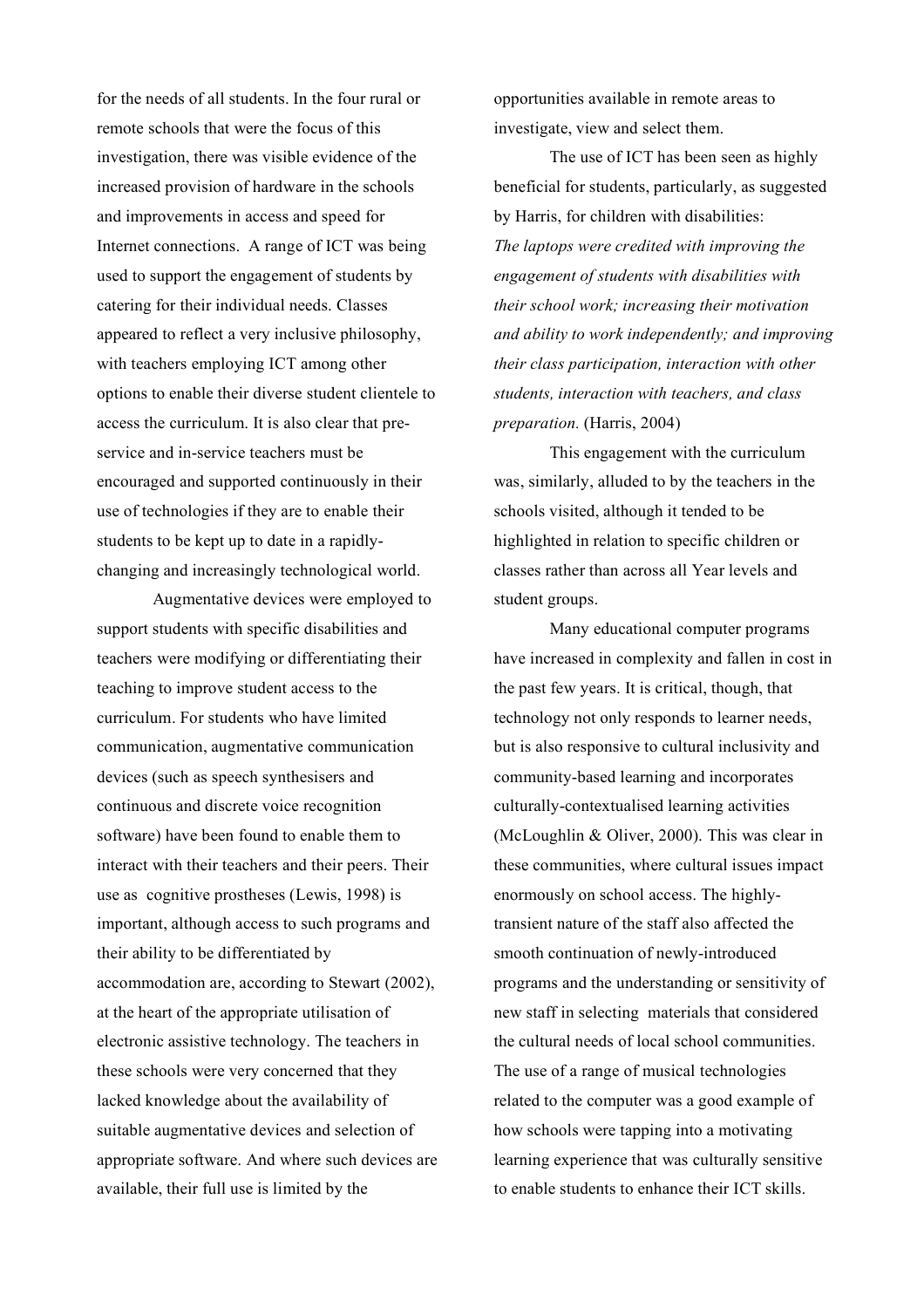for the needs of all students. In the four rural or remote schools that were the focus of this investigation, there was visible evidence of the increased provision of hardware in the schools and improvements in access and speed for Internet connections. A range of ICT was being used to support the engagement of students by catering for their individual needs. Classes appeared to reflect a very inclusive philosophy, with teachers employing ICT among other options to enable their diverse student clientele to access the curriculum. It is also clear that pre-service and in-service teachers must be encouraged and supported continuously in their use of technologies if they are to enable their students to be kept up to date in a rapidly-changing and increasingly technological world.

Augmentative devices were employed to support students with specific disabilities and teachers were modifying or differentiating their teaching to improve student access to the curriculum. For students who have limited communication, augmentative communication devices (such as speech synthesisers and continuous and discrete voice recognition software) have been found to enable them to interact with their teachers and their peers. Their use as cognitive prostheses (Lewis, 1998) is important, although access to such programs and their ability to be differentiated by accommodation are, according to Stewart (2002), at the heart of the appropriate utilisation of electronic assistive technology. The teachers in these schools were very concerned that they lacked knowledge about the availability of suitable augmentative devices and selection of appropriate software. And where such devices are available, their full use is limited by the opportunities available in remote areas to investigate, view and select them.

The use of ICT has been seen as highly beneficial for students, particularly, as suggested by Harris, for children with disabilities:

*The laptops were credited with improving the engagement of students with disabilities with their school work; increasing their motivation and ability to work independently; and improving their class participation, interaction with other students, interaction with teachers, and class preparation.* (Harris, 2004)

This engagement with the curriculum was, similarly, alluded to by the teachers in the schools visited, although it tended to be highlighted in relation to specific children or classes rather than across all Year levels and student groups.

Many educational computer programs have increased in complexity and fallen in cost in the past few years. It is critical, though, that technology not only responds to learner needs, but is also responsive to cultural inclusivity and community-based learning and incorporates culturally-contextualised learning activities (McLoughlin & Oliver, 2000). This was clear in these communities, where cultural issues impact enormously on school access. The highly-transient nature of the staff also affected the smooth continuation of newly-introduced programs and the understanding or sensitivity of new staff in selecting materials that considered the cultural needs of local school communities. The use of a range of musical technologies related to the computer was a good example of how schools were tapping into a motivating learning experience that was culturally sensitive to enable students to enhance their ICT skills.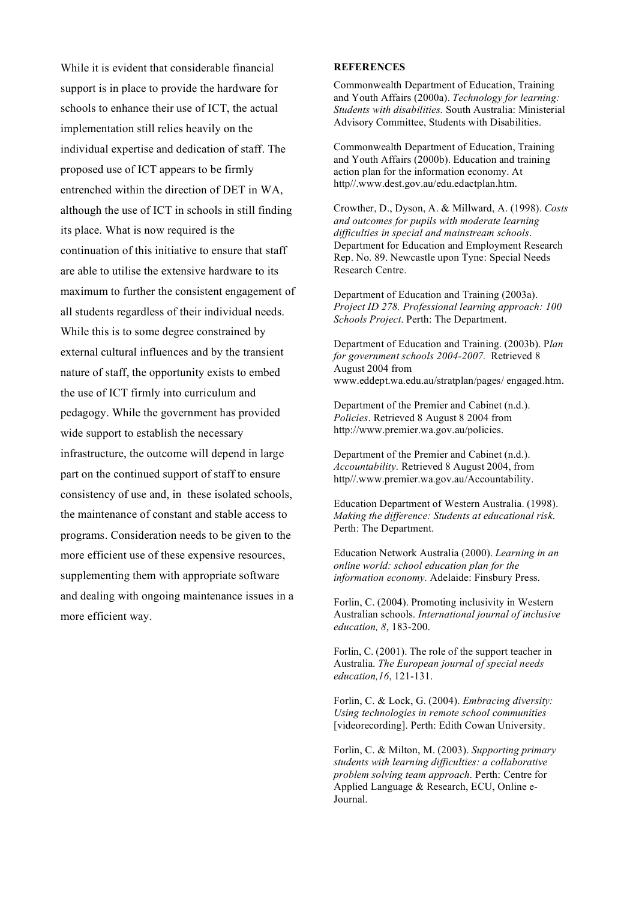While it is evident that considerable financial support is in place to provide the hardware for schools to enhance their use of ICT, the actual implementation still relies heavily on the individual expertise and dedication of staff. The proposed use of ICT appears to be firmly entrenched within the direction of DET in WA, although the use of ICT in schools in still finding its place. What is now required is the continuation of this initiative to ensure that staff are able to utilise the extensive hardware to its maximum to further the consistent engagement of all students regardless of their individual needs. While this is to some degree constrained by external cultural influences and by the transient nature of staff, the opportunity exists to embed the use of ICT firmly into curriculum and pedagogy. While the government has provided wide support to establish the necessary infrastructure, the outcome will depend in large part on the continued support of staff to ensure consistency of use and, in these isolated schools, the maintenance of constant and stable access to programs. Consideration needs to be given to the more efficient use of these expensive resources, supplementing them with appropriate software and dealing with ongoing maintenance issues in a more efficient way.

**REFERENCES**

Commonwealth Department of Education, Training and Youth Affairs (2000a). *Technology for learning: Students with disabilities.* South Australia: Ministerial Advisory Committee, Students with Disabilities.

Commonwealth Department of Education, Training and Youth Affairs (2000b). Education and training action plan for the information economy. At http//.www.dest.gov.au/edu.edactplan.htm.

Crowther, D., Dyson, A. & Millward, A. (1998). *Costs and outcomes for pupils with moderate learning difficulties in special and mainstream schools*. Department for Education and Employment Research Rep. No. 89. Newcastle upon Tyne: Special Needs Research Centre.

Department of Education and Training (2003a). *Project ID 278. Professional learning approach: 100 Schools Project*. Perth: The Department.

Department of Education and Training. (2003b). P*lan for government schools 2004-2007.* Retrieved 8 August 2004 from www.eddept.wa.edu.au/stratplan/pages/ engaged.htm.

Department of the Premier and Cabinet (n.d.). *Policies*. Retrieved 8 August 8 2004 from http://www.premier.wa.gov.au/policies.

Department of the Premier and Cabinet (n.d.). *Accountability*. Retrieved 8 August 2004, from http//.www.premier.wa.gov.au/Accountability.

Education Department of Western Australia. (1998). *Making the difference: Students at educational risk*. Perth: The Department.

Education Network Australia (2000). *Learning in an online world: school education plan for the information economy.* Adelaide: Finsbury Press.

Forlin, C. (2004). Promoting inclusivity in Western Australian schools. *International journal of inclusive education, 8*, 183-200.

Forlin, C. (2001). The role of the support teacher in Australia. *The European journal of special needs education,16*, 121-131.

Forlin, C. & Lock, G. (2004). *Embracing diversity: Using technologies in remote school communities* [videorecording]. Perth: Edith Cowan University.

Forlin, C. & Milton, M. (2003). *Supporting primary students with learning difficulties: a collaborative problem solving team approach*. Perth: Centre for Applied Language & Research, ECU, Online e-Journal.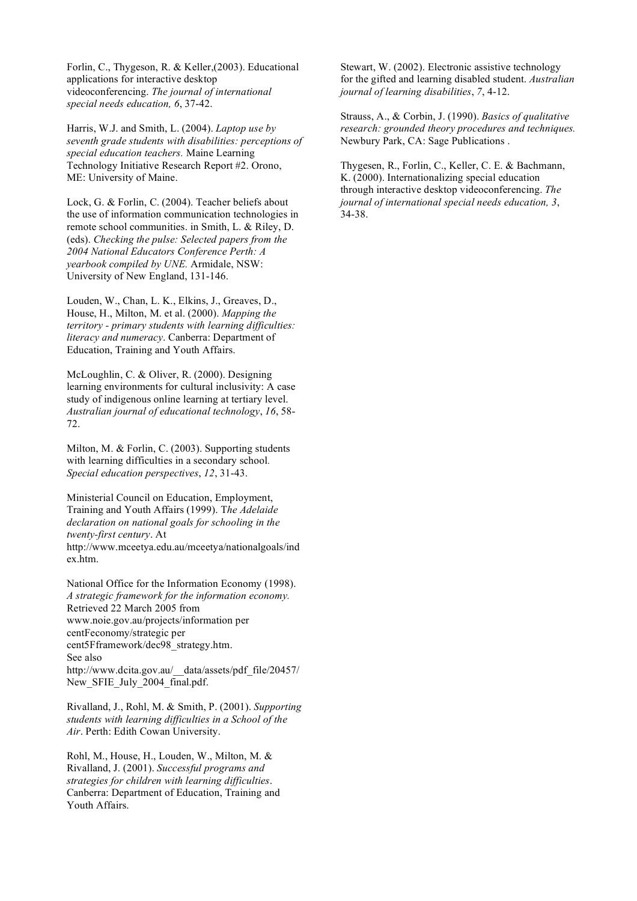Forlin, C., Thygeson, R. & Keller,(2003). Educational applications for interactive desktop videoconferencing. *The journal of international special needs education, 6*, 37-42.

Harris, W.J. and Smith, L. (2004). *Laptop use by seventh grade students with disabilities: perceptions of special education teachers.* Maine Learning Technology Initiative Research Report #2. Orono, ME: University of Maine.

Lock, G. & Forlin, C. (2004). Teacher beliefs about the use of information communication technologies in remote school communities. in Smith, L. & Riley, D. (eds). *Checking the pulse: Selected papers from the 2004 National Educators Conference Perth: A yearbook compiled by UNE.* Armidale, NSW: University of New England, 131-146.

Louden, W., Chan, L. K., Elkins, J., Greaves, D., House, H., Milton, M. et al. (2000). *Mapping the territory - primary students with learning difficulties: literacy and numeracy*. Canberra: Department of Education, Training and Youth Affairs.

McLoughlin, C. & Oliver, R. (2000). Designing learning environments for cultural inclusivity: A case study of indigenous online learning at tertiary level. *Australian journal of educational technology*, *16*, 58-72.

Milton, M. & Forlin, C. (2003). Supporting students with learning difficulties in a secondary school. *Special education perspectives*, *12*, 31-43.

Ministerial Council on Education, Employment, Training and Youth Affairs (1999). T*he Adelaide declaration on national goals for schooling in the twenty-first century*. At http://www.mceetya.edu.au/mceetya/nationalgoals/index.htm.

National Office for the Information Economy (1998). *A strategic framework for the information economy.* Retrieved 22 March 2005 from www.noie.gov.au/projects/information per centFeconomy/strategic per cent5Fframework/dec98_strategy.htm. See also http://www.dcita.gov.au/__data/assets/pdf_file/20457/New_SFIE_July_2004_final.pdf.

Rivalland, J., Rohl, M. & Smith, P. (2001). *Supporting students with learning difficulties in a School of the Air*. Perth: Edith Cowan University.

Rohl, M., House, H., Louden, W., Milton, M. & Rivalland, J. (2001). *Successful programs and strategies for children with learning difficulties*. Canberra: Department of Education, Training and Youth Affairs.

Stewart, W. (2002). Electronic assistive technology for the gifted and learning disabled student. *Australian journal of learning disabilities*, *7*, 4-12.

Strauss, A., & Corbin, J. (1990). *Basics of qualitative research: grounded theory procedures and techniques.* Newbury Park, CA: Sage Publications .

Thygesen, R., Forlin, C., Keller, C. E. & Bachmann, K. (2000). Internationalizing special education through interactive desktop videoconferencing. *The journal of international special needs education, 3*, 34-38.